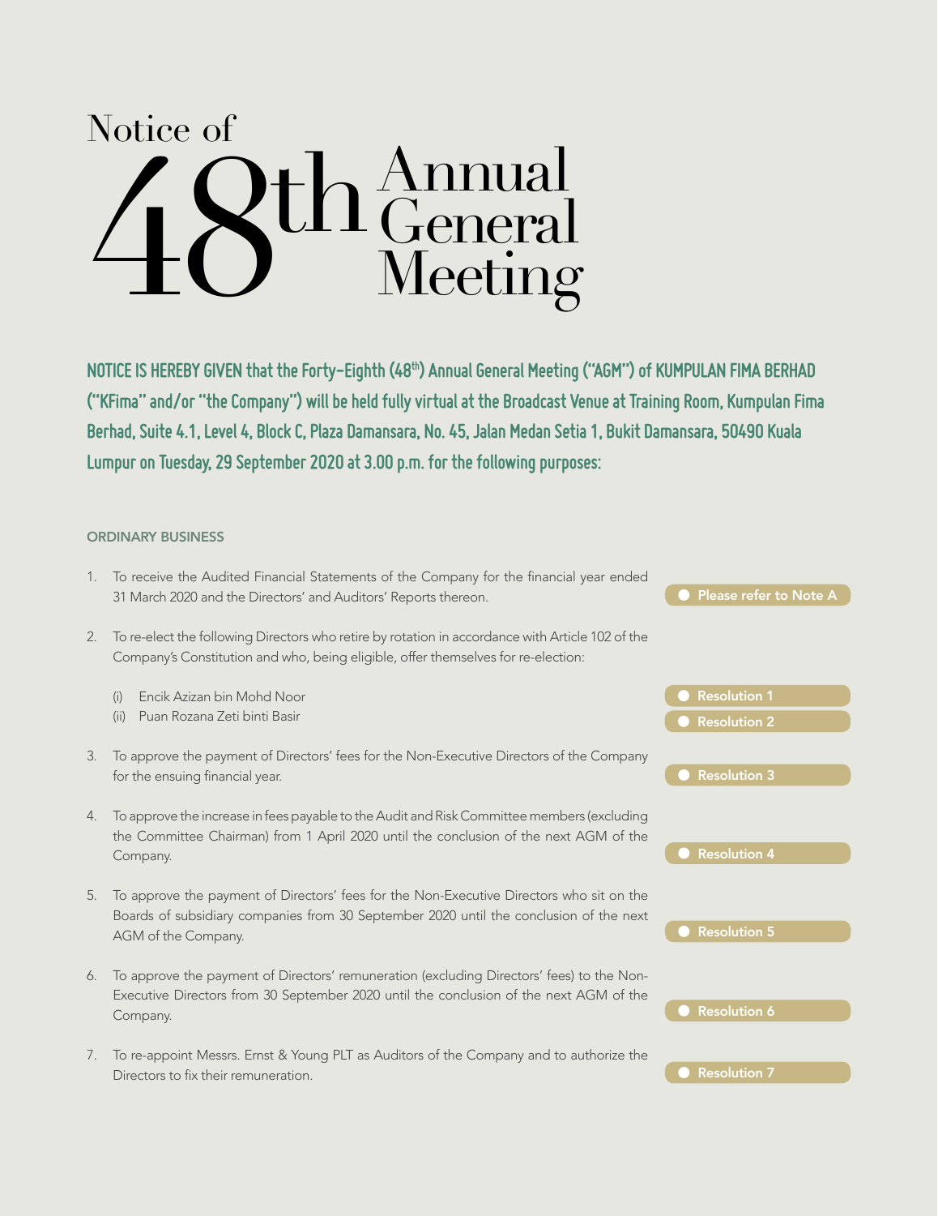# Notice of 48th Annual General Meeting

**NOTICE IS HEREBY GIVEN that the Forty-Eighth (48th) Annual General Meeting ("AGM") of KUMPULAN FIMA BERHAD ("KFima" and/or "the Company") will be held fully virtual at the Broadcast Venue at Training Room, Kumpulan Fima Berhad, Suite 4.1, Level 4, Block C, Plaza Damansara, No. 45, Jalan Medan Setia 1, Bukit Damansara, 50490 Kuala Lumpur on Tuesday, 29 September 2020 at 3.00 p.m. for the following purposes:**

## ORDINARY BUSINESS

1. To receive the Audited Financial Statements of the Company for the financial year ended 31 March 2020 and the Directors' and Auditors' Reports thereon. — **Please refer to Note A**

2. To re-elect the following Directors who retire by rotation in accordance with Article 102 of the Company's Constitution and who, being eligible, offer themselves for re-election:

   (i) Encik Azizan bin Mohd Noor — **Resolution 1**

   (ii) Puan Rozana Zeti binti Basir — **Resolution 2**

3. To approve the payment of Directors' fees for the Non-Executive Directors of the Company for the ensuing financial year. — **Resolution 3**

4. To approve the increase in fees payable to the Audit and Risk Committee members (excluding the Committee Chairman) from 1 April 2020 until the conclusion of the next AGM of the Company. — **Resolution 4**

5. To approve the payment of Directors' fees for the Non-Executive Directors who sit on the Boards of subsidiary companies from 30 September 2020 until the conclusion of the next AGM of the Company. — **Resolution 5**

6. To approve the payment of Directors' remuneration (excluding Directors' fees) to the Non-Executive Directors from 30 September 2020 until the conclusion of the next AGM of the Company. — **Resolution 6**

7. To re-appoint Messrs. Ernst & Young PLT as Auditors of the Company and to authorize the Directors to fix their remuneration. — **Resolution 7**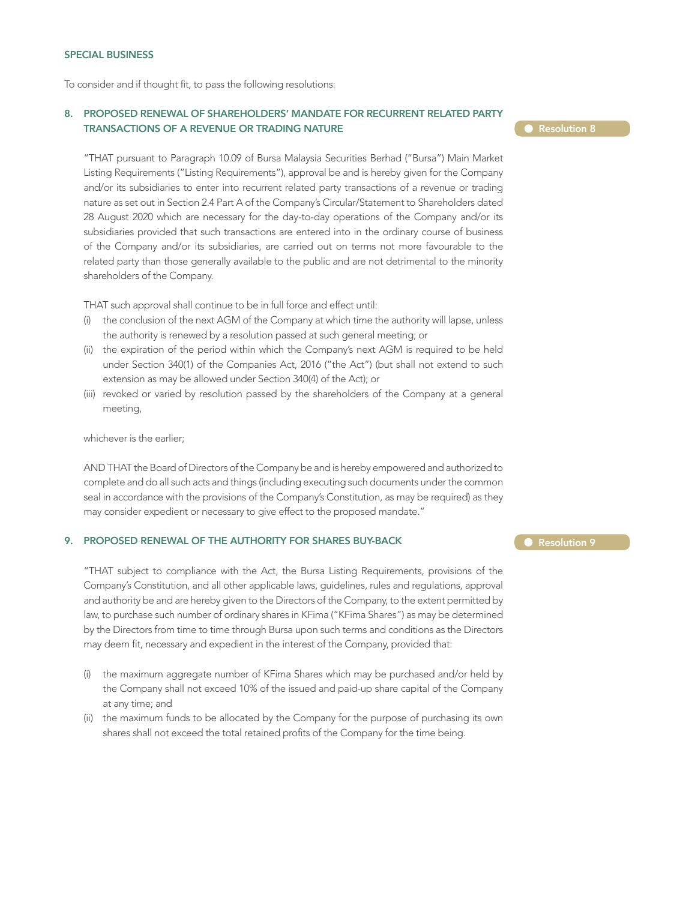## SPECIAL BUSINESS

To consider and if thought fit, to pass the following resolutions:

### 8. PROPOSED RENEWAL OF SHAREHOLDERS' MANDATE FOR RECURRENT RELATED PARTY TRANSACTIONS OF A REVENUE OR TRADING NATURE

**Resolution 8**

"THAT pursuant to Paragraph 10.09 of Bursa Malaysia Securities Berhad ("Bursa") Main Market Listing Requirements ("Listing Requirements"), approval be and is hereby given for the Company and/or its subsidiaries to enter into recurrent related party transactions of a revenue or trading nature as set out in Section 2.4 Part A of the Company's Circular/Statement to Shareholders dated 28 August 2020 which are necessary for the day-to-day operations of the Company and/or its subsidiaries provided that such transactions are entered into in the ordinary course of business of the Company and/or its subsidiaries, are carried out on terms not more favourable to the related party than those generally available to the public and are not detrimental to the minority shareholders of the Company.

THAT such approval shall continue to be in full force and effect until:

(i) the conclusion of the next AGM of the Company at which time the authority will lapse, unless the authority is renewed by a resolution passed at such general meeting; or
(ii) the expiration of the period within which the Company's next AGM is required to be held under Section 340(1) of the Companies Act, 2016 ("the Act") (but shall not extend to such extension as may be allowed under Section 340(4) of the Act); or
(iii) revoked or varied by resolution passed by the shareholders of the Company at a general meeting,

whichever is the earlier;

AND THAT the Board of Directors of the Company be and is hereby empowered and authorized to complete and do all such acts and things (including executing such documents under the common seal in accordance with the provisions of the Company's Constitution, as may be required) as they may consider expedient or necessary to give effect to the proposed mandate."

### 9. PROPOSED RENEWAL OF THE AUTHORITY FOR SHARES BUY-BACK

**Resolution 9**

"THAT subject to compliance with the Act, the Bursa Listing Requirements, provisions of the Company's Constitution, and all other applicable laws, guidelines, rules and regulations, approval and authority be and are hereby given to the Directors of the Company, to the extent permitted by law, to purchase such number of ordinary shares in KFima ("KFima Shares") as may be determined by the Directors from time to time through Bursa upon such terms and conditions as the Directors may deem fit, necessary and expedient in the interest of the Company, provided that:

(i) the maximum aggregate number of KFima Shares which may be purchased and/or held by the Company shall not exceed 10% of the issued and paid-up share capital of the Company at any time; and
(ii) the maximum funds to be allocated by the Company for the purpose of purchasing its own shares shall not exceed the total retained profits of the Company for the time being.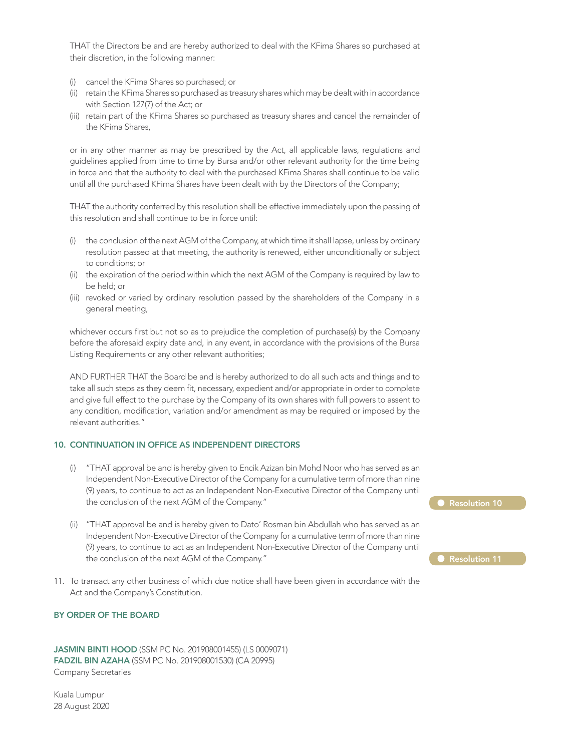THAT the Directors be and are hereby authorized to deal with the KFima Shares so purchased at their discretion, in the following manner:

(i) cancel the KFima Shares so purchased; or
(ii) retain the KFima Shares so purchased as treasury shares which may be dealt with in accordance with Section 127(7) of the Act; or
(iii) retain part of the KFima Shares so purchased as treasury shares and cancel the remainder of the KFima Shares,

or in any other manner as may be prescribed by the Act, all applicable laws, regulations and guidelines applied from time to time by Bursa and/or other relevant authority for the time being in force and that the authority to deal with the purchased KFima Shares shall continue to be valid until all the purchased KFima Shares have been dealt with by the Directors of the Company;

THAT the authority conferred by this resolution shall be effective immediately upon the passing of this resolution and shall continue to be in force until:

(i) the conclusion of the next AGM of the Company, at which time it shall lapse, unless by ordinary resolution passed at that meeting, the authority is renewed, either unconditionally or subject to conditions; or
(ii) the expiration of the period within which the next AGM of the Company is required by law to be held; or
(iii) revoked or varied by ordinary resolution passed by the shareholders of the Company in a general meeting,

whichever occurs first but not so as to prejudice the completion of purchase(s) by the Company before the aforesaid expiry date and, in any event, in accordance with the provisions of the Bursa Listing Requirements or any other relevant authorities;

AND FURTHER THAT the Board be and is hereby authorized to do all such acts and things and to take all such steps as they deem fit, necessary, expedient and/or appropriate in order to complete and give full effect to the purchase by the Company of its own shares with full powers to assent to any condition, modification, variation and/or amendment as may be required or imposed by the relevant authorities."

## 10. CONTINUATION IN OFFICE AS INDEPENDENT DIRECTORS

(i) "THAT approval be and is hereby given to Encik Azizan bin Mohd Noor who has served as an Independent Non-Executive Director of the Company for a cumulative term of more than nine (9) years, to continue to act as an Independent Non-Executive Director of the Company until the conclusion of the next AGM of the Company." **Resolution 10**

(ii) "THAT approval be and is hereby given to Dato' Rosman bin Abdullah who has served as an Independent Non-Executive Director of the Company for a cumulative term of more than nine (9) years, to continue to act as an Independent Non-Executive Director of the Company until the conclusion of the next AGM of the Company." **Resolution 11**

11. To transact any other business of which due notice shall have been given in accordance with the Act and the Company's Constitution.

**BY ORDER OF THE BOARD**

**JASMIN BINTI HOOD** (SSM PC No. 201908001455) (LS 0009071)
**FADZIL BIN AZAHA** (SSM PC No. 201908001530) (CA 20995)
Company Secretaries

Kuala Lumpur
28 August 2020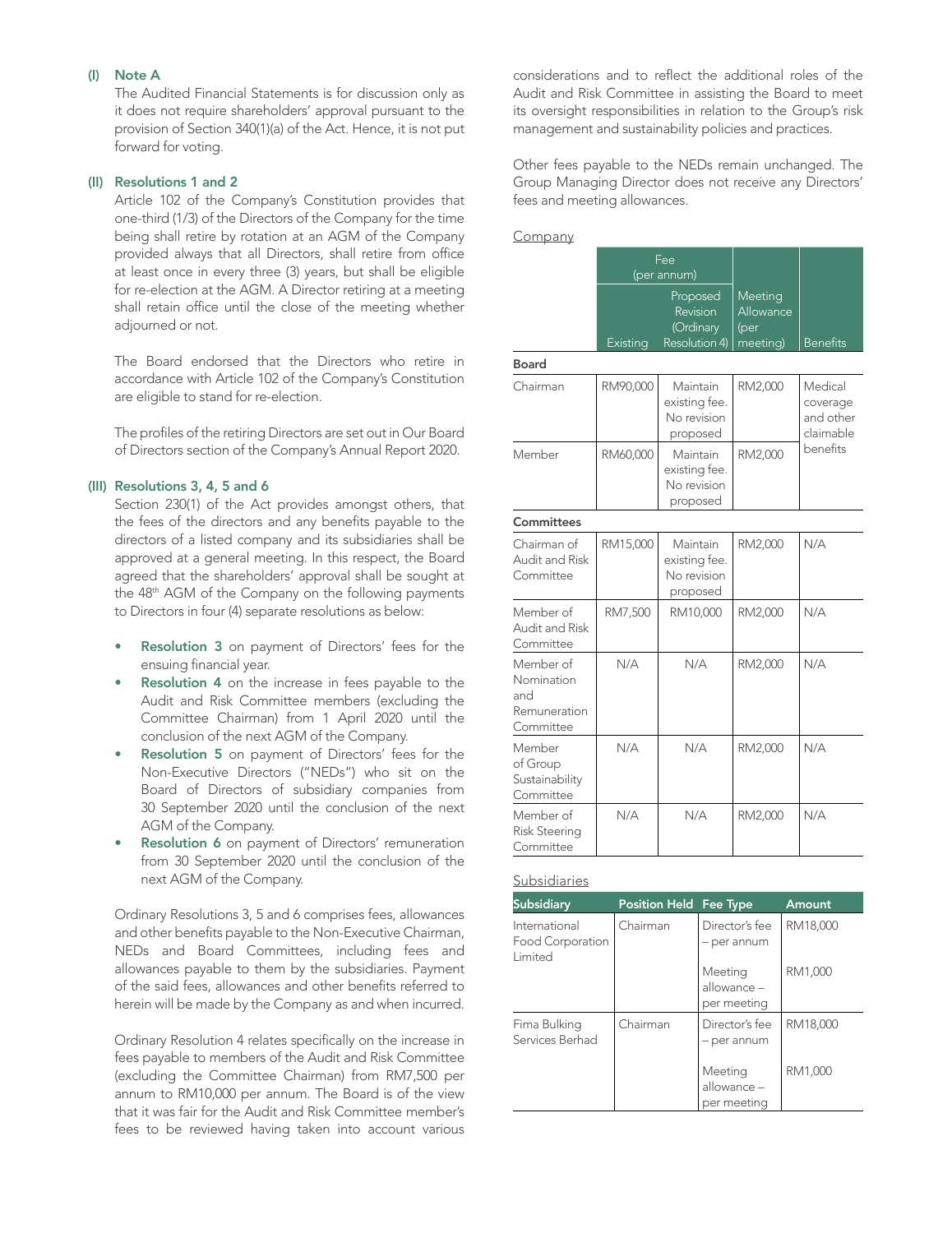### (I) Note A

The Audited Financial Statements is for discussion only as it does not require shareholders' approval pursuant to the provision of Section 340(1)(a) of the Act. Hence, it is not put forward for voting.

### (II) Resolutions 1 and 2

Article 102 of the Company's Constitution provides that one-third (1/3) of the Directors of the Company for the time being shall retire by rotation at an AGM of the Company provided always that all Directors, shall retire from office at least once in every three (3) years, but shall be eligible for re-election at the AGM. A Director retiring at a meeting shall retain office until the close of the meeting whether adjourned or not.

The Board endorsed that the Directors who retire in accordance with Article 102 of the Company's Constitution are eligible to stand for re-election.

The profiles of the retiring Directors are set out in Our Board of Directors section of the Company's Annual Report 2020.

### (III) Resolutions 3, 4, 5 and 6

Section 230(1) of the Act provides amongst others, that the fees of the directors and any benefits payable to the directors of a listed company and its subsidiaries shall be approved at a general meeting. In this respect, the Board agreed that the shareholders' approval shall be sought at the 48th AGM of the Company on the following payments to Directors in four (4) separate resolutions as below:

- **Resolution 3** on payment of Directors' fees for the ensuing financial year.
- **Resolution 4** on the increase in fees payable to the Audit and Risk Committee members (excluding the Committee Chairman) from 1 April 2020 until the conclusion of the next AGM of the Company.
- **Resolution 5** on payment of Directors' fees for the Non-Executive Directors ("NEDs") who sit on the Board of Directors of subsidiary companies from 30 September 2020 until the conclusion of the next AGM of the Company.
- **Resolution 6** on payment of Directors' remuneration from 30 September 2020 until the conclusion of the next AGM of the Company.

Ordinary Resolutions 3, 5 and 6 comprises fees, allowances and other benefits payable to the Non-Executive Chairman, NEDs and Board Committees, including fees and allowances payable to them by the subsidiaries. Payment of the said fees, allowances and other benefits referred to herein will be made by the Company as and when incurred.

Ordinary Resolution 4 relates specifically on the increase in fees payable to members of the Audit and Risk Committee (excluding the Committee Chairman) from RM7,500 per annum to RM10,000 per annum. The Board is of the view that it was fair for the Audit and Risk Committee member's fees to be reviewed having taken into account various considerations and to reflect the additional roles of the Audit and Risk Committee in assisting the Board to meet its oversight responsibilities in relation to the Group's risk management and sustainability policies and practices.

Other fees payable to the NEDs remain unchanged. The Group Managing Director does not receive any Directors' fees and meeting allowances.

Company

| | Fee (per annum) | | Meeting Allowance (per meeting) | Benefits |
|---|---|---|---|---|
| | Existing | Proposed Revision (Ordinary Resolution 4) | | |
| **Board** | | | | |
| Chairman | RM90,000 | Maintain existing fee. No revision proposed | RM2,000 | Medical coverage and other claimable benefits |
| Member | RM60,000 | Maintain existing fee. No revision proposed | RM2,000 | |
| **Committees** | | | | |
| Chairman of Audit and Risk Committee | RM15,000 | Maintain existing fee. No revision proposed | RM2,000 | N/A |
| Member of Audit and Risk Committee | RM7,500 | RM10,000 | RM2,000 | N/A |
| Member of Nomination and Remuneration Committee | N/A | N/A | RM2,000 | N/A |
| Member of Group Sustainability Committee | N/A | N/A | RM2,000 | N/A |
| Member of Risk Steering Committee | N/A | N/A | RM2,000 | N/A |

Subsidiaries

| Subsidiary | Position Held | Fee Type | Amount |
|---|---|---|---|
| International Food Corporation Limited | Chairman | Director's fee – per annum | RM18,000 |
| | | Meeting allowance – per meeting | RM1,000 |
| Fima Bulking Services Berhad | Chairman | Director's fee – per annum | RM18,000 |
| | | Meeting allowance – per meeting | RM1,000 |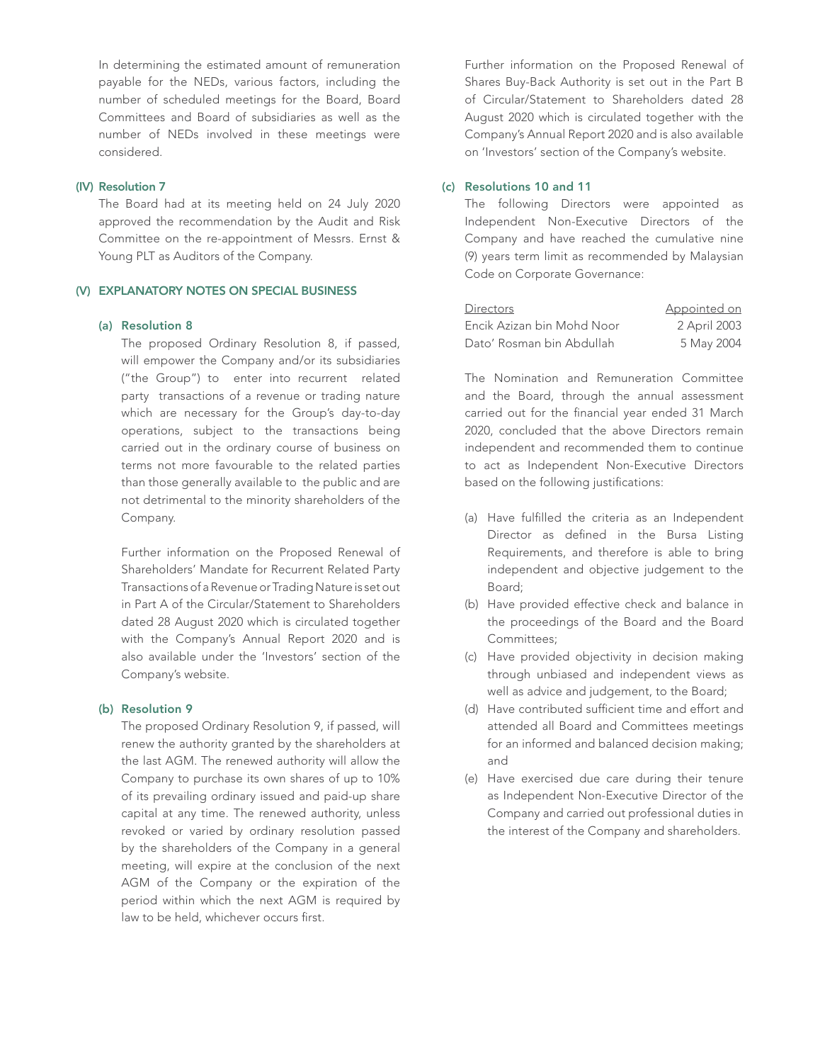In determining the estimated amount of remuneration payable for the NEDs, various factors, including the number of scheduled meetings for the Board, Board Committees and Board of subsidiaries as well as the number of NEDs involved in these meetings were considered.

### (IV) Resolution 7

The Board had at its meeting held on 24 July 2020 approved the recommendation by the Audit and Risk Committee on the re-appointment of Messrs. Ernst & Young PLT as Auditors of the Company.

### (V) EXPLANATORY NOTES ON SPECIAL BUSINESS

#### (a) Resolution 8

The proposed Ordinary Resolution 8, if passed, will empower the Company and/or its subsidiaries ("the Group") to enter into recurrent related party transactions of a revenue or trading nature which are necessary for the Group's day-to-day operations, subject to the transactions being carried out in the ordinary course of business on terms not more favourable to the related parties than those generally available to the public and are not detrimental to the minority shareholders of the Company.

Further information on the Proposed Renewal of Shareholders' Mandate for Recurrent Related Party Transactions of a Revenue or Trading Nature is set out in Part A of the Circular/Statement to Shareholders dated 28 August 2020 which is circulated together with the Company's Annual Report 2020 and is also available under the 'Investors' section of the Company's website.

#### (b) Resolution 9

The proposed Ordinary Resolution 9, if passed, will renew the authority granted by the shareholders at the last AGM. The renewed authority will allow the Company to purchase its own shares of up to 10% of its prevailing ordinary issued and paid-up share capital at any time. The renewed authority, unless revoked or varied by ordinary resolution passed by the shareholders of the Company in a general meeting, will expire at the conclusion of the next AGM of the Company or the expiration of the period within which the next AGM is required by law to be held, whichever occurs first.

Further information on the Proposed Renewal of Shares Buy-Back Authority is set out in the Part B of Circular/Statement to Shareholders dated 28 August 2020 which is circulated together with the Company's Annual Report 2020 and is also available on 'Investors' section of the Company's website.

#### (c) Resolutions 10 and 11

The following Directors were appointed as Independent Non-Executive Directors of the Company and have reached the cumulative nine (9) years term limit as recommended by Malaysian Code on Corporate Governance:

| Directors | Appointed on |
|---|---|
| Encik Azizan bin Mohd Noor | 2 April 2003 |
| Dato' Rosman bin Abdullah | 5 May 2004 |

The Nomination and Remuneration Committee and the Board, through the annual assessment carried out for the financial year ended 31 March 2020, concluded that the above Directors remain independent and recommended them to continue to act as Independent Non-Executive Directors based on the following justifications:

(a) Have fulfilled the criteria as an Independent Director as defined in the Bursa Listing Requirements, and therefore is able to bring independent and objective judgement to the Board;

(b) Have provided effective check and balance in the proceedings of the Board and the Board Committees;

(c) Have provided objectivity in decision making through unbiased and independent views as well as advice and judgement, to the Board;

(d) Have contributed sufficient time and effort and attended all Board and Committees meetings for an informed and balanced decision making; and

(e) Have exercised due care during their tenure as Independent Non-Executive Director of the Company and carried out professional duties in the interest of the Company and shareholders.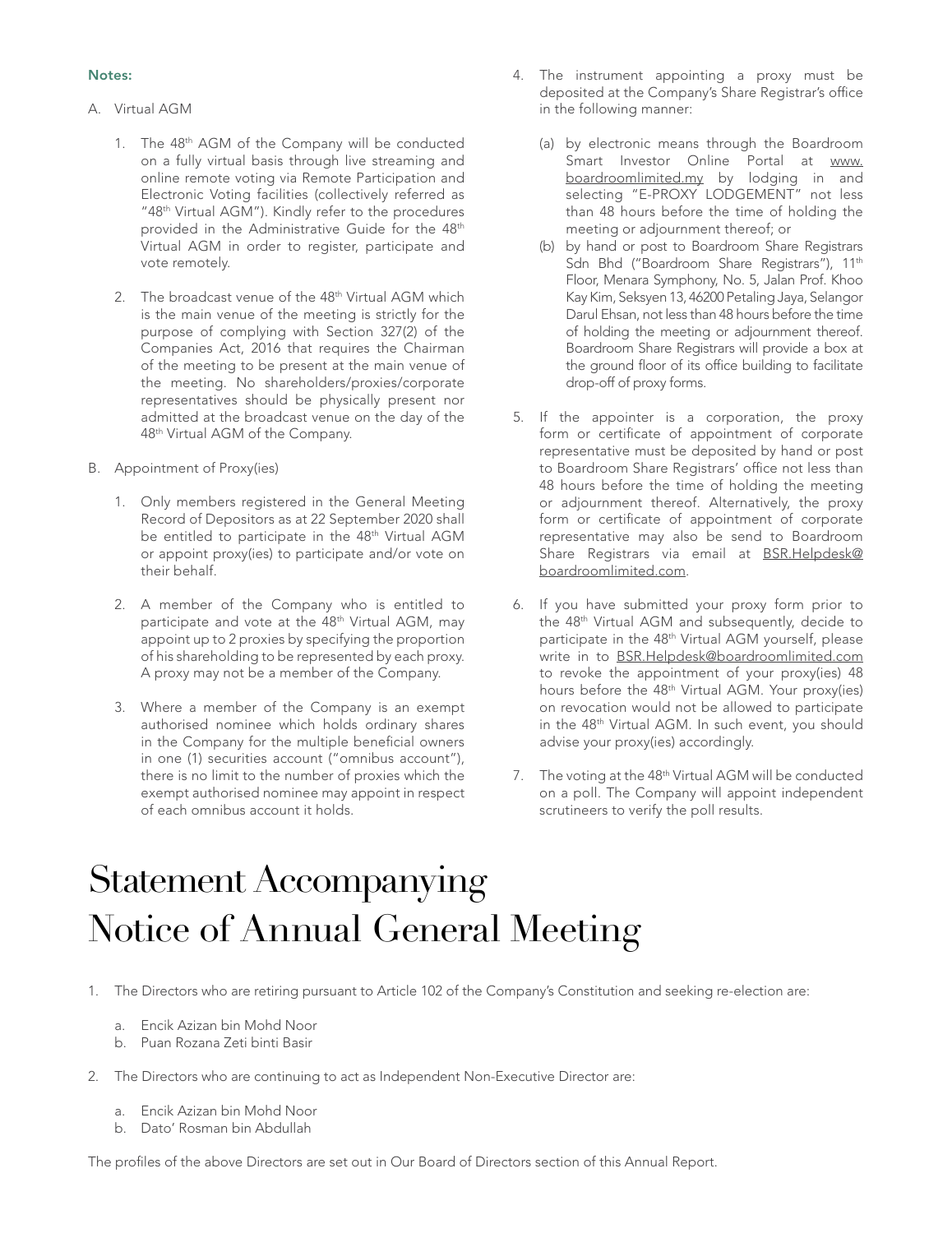**Notes:**

A. Virtual AGM

1. The 48th AGM of the Company will be conducted on a fully virtual basis through live streaming and online remote voting via Remote Participation and Electronic Voting facilities (collectively referred as "48th Virtual AGM"). Kindly refer to the procedures provided in the Administrative Guide for the 48th Virtual AGM in order to register, participate and vote remotely.

2. The broadcast venue of the 48th Virtual AGM which is the main venue of the meeting is strictly for the purpose of complying with Section 327(2) of the Companies Act, 2016 that requires the Chairman of the meeting to be present at the main venue of the meeting. No shareholders/proxies/corporate representatives should be physically present nor admitted at the broadcast venue on the day of the 48th Virtual AGM of the Company.

B. Appointment of Proxy(ies)

1. Only members registered in the General Meeting Record of Depositors as at 22 September 2020 shall be entitled to participate in the 48th Virtual AGM or appoint proxy(ies) to participate and/or vote on their behalf.

2. A member of the Company who is entitled to participate and vote at the 48th Virtual AGM, may appoint up to 2 proxies by specifying the proportion of his shareholding to be represented by each proxy. A proxy may not be a member of the Company.

3. Where a member of the Company is an exempt authorised nominee which holds ordinary shares in the Company for the multiple beneficial owners in one (1) securities account ("omnibus account"), there is no limit to the number of proxies which the exempt authorised nominee may appoint in respect of each omnibus account it holds.

4. The instrument appointing a proxy must be deposited at the Company's Share Registrar's office in the following manner:

   (a) by electronic means through the Boardroom Smart Investor Online Portal at www.boardroomlimited.my by lodging in and selecting "E-PROXY LODGEMENT" not less than 48 hours before the time of holding the meeting or adjournment thereof; or

   (b) by hand or post to Boardroom Share Registrars Sdn Bhd ("Boardroom Share Registrars"), 11th Floor, Menara Symphony, No. 5, Jalan Prof. Khoo Kay Kim, Seksyen 13, 46200 Petaling Jaya, Selangor Darul Ehsan, not less than 48 hours before the time of holding the meeting or adjournment thereof. Boardroom Share Registrars will provide a box at the ground floor of its office building to facilitate drop-off of proxy forms.

5. If the appointer is a corporation, the proxy form or certificate of appointment of corporate representative must be deposited by hand or post to Boardroom Share Registrars' office not less than 48 hours before the time of holding the meeting or adjournment thereof. Alternatively, the proxy form or certificate of appointment of corporate representative may also be send to Boardroom Share Registrars via email at BSR.Helpdesk@boardroomlimited.com.

6. If you have submitted your proxy form prior to the 48th Virtual AGM and subsequently, decide to participate in the 48th Virtual AGM yourself, please write in to BSR.Helpdesk@boardroomlimited.com to revoke the appointment of your proxy(ies) 48 hours before the 48th Virtual AGM. Your proxy(ies) on revocation would not be allowed to participate in the 48th Virtual AGM. In such event, you should advise your proxy(ies) accordingly.

7. The voting at the 48th Virtual AGM will be conducted on a poll. The Company will appoint independent scrutineers to verify the poll results.

# Statement Accompanying Notice of Annual General Meeting

1. The Directors who are retiring pursuant to Article 102 of the Company's Constitution and seeking re-election are:

   a. Encik Azizan bin Mohd Noor
   b. Puan Rozana Zeti binti Basir

2. The Directors who are continuing to act as Independent Non-Executive Director are:

   a. Encik Azizan bin Mohd Noor
   b. Dato' Rosman bin Abdullah

The profiles of the above Directors are set out in Our Board of Directors section of this Annual Report.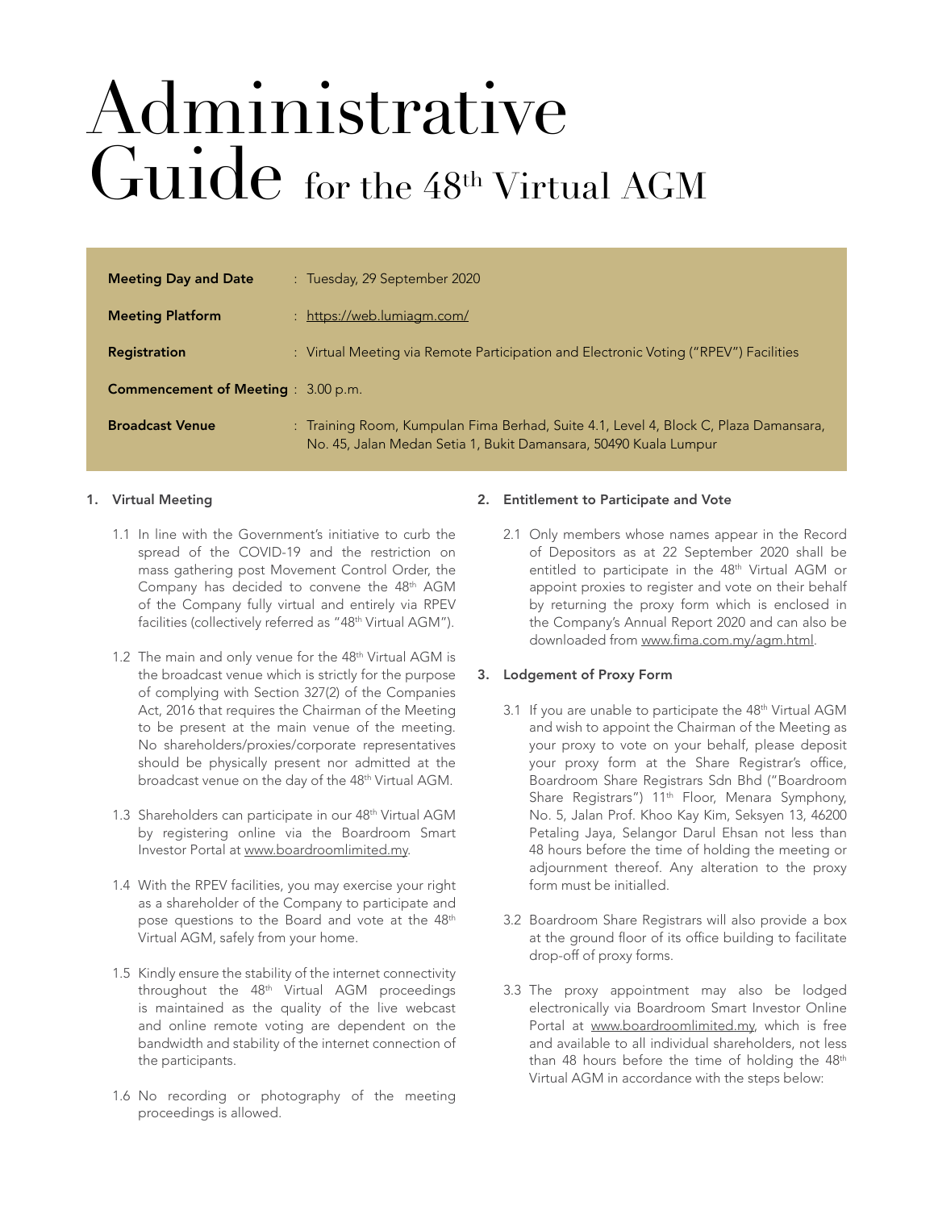# Administrative Guide for the 48th Virtual AGM

| | |
|---|---|
| **Meeting Day and Date** | : Tuesday, 29 September 2020 |
| **Meeting Platform** | : https://web.lumiagm.com/ |
| **Registration** | : Virtual Meeting via Remote Participation and Electronic Voting ("RPEV") Facilities |
| **Commencement of Meeting** | : 3.00 p.m. |
| **Broadcast Venue** | : Training Room, Kumpulan Fima Berhad, Suite 4.1, Level 4, Block C, Plaza Damansara, No. 45, Jalan Medan Setia 1, Bukit Damansara, 50490 Kuala Lumpur |

## 1. Virtual Meeting

1.1 In line with the Government's initiative to curb the spread of the COVID-19 and the restriction on mass gathering post Movement Control Order, the Company has decided to convene the 48th AGM of the Company fully virtual and entirely via RPEV facilities (collectively referred as "48th Virtual AGM").

1.2 The main and only venue for the 48th Virtual AGM is the broadcast venue which is strictly for the purpose of complying with Section 327(2) of the Companies Act, 2016 that requires the Chairman of the Meeting to be present at the main venue of the meeting. No shareholders/proxies/corporate representatives should be physically present nor admitted at the broadcast venue on the day of the 48th Virtual AGM.

1.3 Shareholders can participate in our 48th Virtual AGM by registering online via the Boardroom Smart Investor Portal at www.boardroomlimited.my.

1.4 With the RPEV facilities, you may exercise your right as a shareholder of the Company to participate and pose questions to the Board and vote at the 48th Virtual AGM, safely from your home.

1.5 Kindly ensure the stability of the internet connectivity throughout the 48th Virtual AGM proceedings is maintained as the quality of the live webcast and online remote voting are dependent on the bandwidth and stability of the internet connection of the participants.

1.6 No recording or photography of the meeting proceedings is allowed.

## 2. Entitlement to Participate and Vote

2.1 Only members whose names appear in the Record of Depositors as at 22 September 2020 shall be entitled to participate in the 48th Virtual AGM or appoint proxies to register and vote on their behalf by returning the proxy form which is enclosed in the Company's Annual Report 2020 and can also be downloaded from www.fima.com.my/agm.html.

## 3. Lodgement of Proxy Form

3.1 If you are unable to participate the 48th Virtual AGM and wish to appoint the Chairman of the Meeting as your proxy to vote on your behalf, please deposit your proxy form at the Share Registrar's office, Boardroom Share Registrars Sdn Bhd ("Boardroom Share Registrars") 11th Floor, Menara Symphony, No. 5, Jalan Prof. Khoo Kay Kim, Seksyen 13, 46200 Petaling Jaya, Selangor Darul Ehsan not less than 48 hours before the time of holding the meeting or adjournment thereof. Any alteration to the proxy form must be initialled.

3.2 Boardroom Share Registrars will also provide a box at the ground floor of its office building to facilitate drop-off of proxy forms.

3.3 The proxy appointment may also be lodged electronically via Boardroom Smart Investor Online Portal at www.boardroomlimited.my, which is free and available to all individual shareholders, not less than 48 hours before the time of holding the 48th Virtual AGM in accordance with the steps below: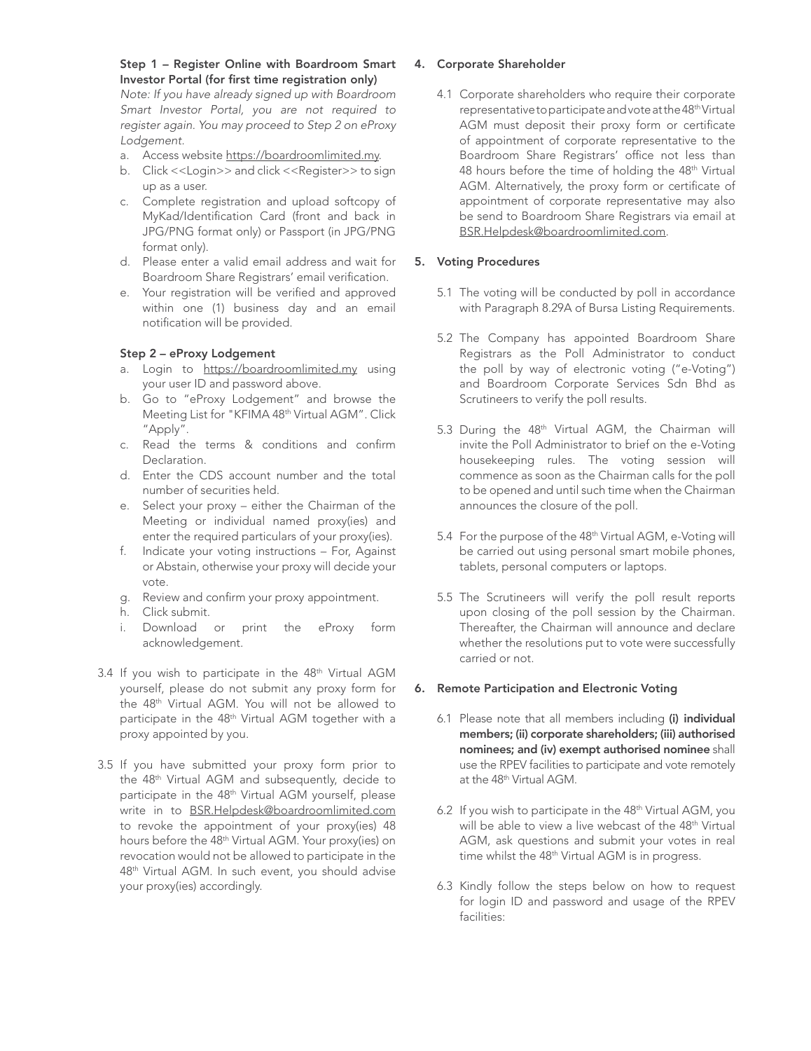**Step 1 – Register Online with Boardroom Smart Investor Portal (for first time registration only)**

*Note: If you have already signed up with Boardroom Smart Investor Portal, you are not required to register again. You may proceed to Step 2 on eProxy Lodgement.*

a. Access website https://boardroomlimited.my.
b. Click <<Login>> and click <<Register>> to sign up as a user.
c. Complete registration and upload softcopy of MyKad/Identification Card (front and back in JPG/PNG format only) or Passport (in JPG/PNG format only).
d. Please enter a valid email address and wait for Boardroom Share Registrars' email verification.
e. Your registration will be verified and approved within one (1) business day and an email notification will be provided.

**Step 2 – eProxy Lodgement**

a. Login to https://boardroomlimited.my using your user ID and password above.
b. Go to "eProxy Lodgement" and browse the Meeting List for "KFIMA 48th Virtual AGM". Click "Apply".
c. Read the terms & conditions and confirm Declaration.
d. Enter the CDS account number and the total number of securities held.
e. Select your proxy – either the Chairman of the Meeting or individual named proxy(ies) and enter the required particulars of your proxy(ies).
f. Indicate your voting instructions – For, Against or Abstain, otherwise your proxy will decide your vote.
g. Review and confirm your proxy appointment.
h. Click submit.
i. Download or print the eProxy form acknowledgement.

3.4 If you wish to participate in the 48th Virtual AGM yourself, please do not submit any proxy form for the 48th Virtual AGM. You will not be allowed to participate in the 48th Virtual AGM together with a proxy appointed by you.

3.5 If you have submitted your proxy form prior to the 48th Virtual AGM and subsequently, decide to participate in the 48th Virtual AGM yourself, please write in to BSR.Helpdesk@boardroomlimited.com to revoke the appointment of your proxy(ies) 48 hours before the 48th Virtual AGM. Your proxy(ies) on revocation would not be allowed to participate in the 48th Virtual AGM. In such event, you should advise your proxy(ies) accordingly.

## 4. Corporate Shareholder

4.1 Corporate shareholders who require their corporate representative to participate and vote at the 48th Virtual AGM must deposit their proxy form or certificate of appointment of corporate representative to the Boardroom Share Registrars' office not less than 48 hours before the time of holding the 48th Virtual AGM. Alternatively, the proxy form or certificate of appointment of corporate representative may also be send to Boardroom Share Registrars via email at BSR.Helpdesk@boardroomlimited.com.

## 5. Voting Procedures

5.1 The voting will be conducted by poll in accordance with Paragraph 8.29A of Bursa Listing Requirements.

5.2 The Company has appointed Boardroom Share Registrars as the Poll Administrator to conduct the poll by way of electronic voting ("e-Voting") and Boardroom Corporate Services Sdn Bhd as Scrutineers to verify the poll results.

5.3 During the 48th Virtual AGM, the Chairman will invite the Poll Administrator to brief on the e-Voting housekeeping rules. The voting session will commence as soon as the Chairman calls for the poll to be opened and until such time when the Chairman announces the closure of the poll.

5.4 For the purpose of the 48th Virtual AGM, e-Voting will be carried out using personal smart mobile phones, tablets, personal computers or laptops.

5.5 The Scrutineers will verify the poll result reports upon closing of the poll session by the Chairman. Thereafter, the Chairman will announce and declare whether the resolutions put to vote were successfully carried or not.

## 6. Remote Participation and Electronic Voting

6.1 Please note that all members including **(i) individual members; (ii) corporate shareholders; (iii) authorised nominees; and (iv) exempt authorised nominee** shall use the RPEV facilities to participate and vote remotely at the 48th Virtual AGM.

6.2 If you wish to participate in the 48th Virtual AGM, you will be able to view a live webcast of the 48th Virtual AGM, ask questions and submit your votes in real time whilst the 48th Virtual AGM is in progress.

6.3 Kindly follow the steps below on how to request for login ID and password and usage of the RPEV facilities: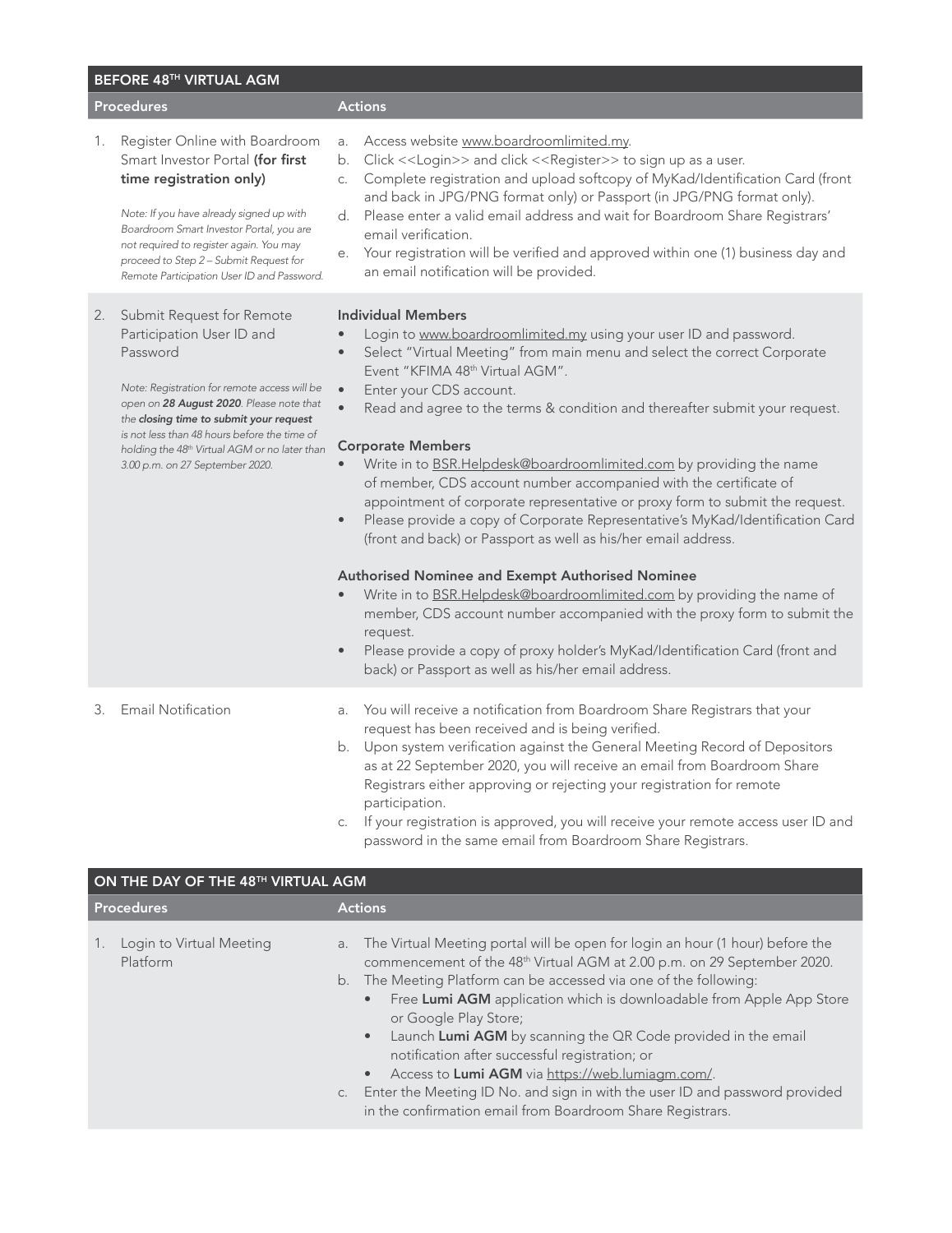| BEFORE 48TH VIRTUAL AGM | |
|---|---|
| **Procedures** | **Actions** |
| 1. Register Online with Boardroom Smart Investor Portal **(for first time registration only)**<br><br>*Note: If you have already signed up with Boardroom Smart Investor Portal, you are not required to register again. You may proceed to Step 2 – Submit Request for Remote Participation User ID and Password.* | a. Access website www.boardroomlimited.my.<br>b. Click <<Login>> and click <<Register>> to sign up as a user.<br>c. Complete registration and upload softcopy of MyKad/Identification Card (front and back in JPG/PNG format only) or Passport (in JPG/PNG format only).<br>d. Please enter a valid email address and wait for Boardroom Share Registrars' email verification.<br>e. Your registration will be verified and approved within one (1) business day and an email notification will be provided. |
| 2. Submit Request for Remote Participation User ID and Password<br><br>*Note: Registration for remote access will be open on **28 August 2020**. Please note that the **closing time to submit your request** is not less than 48 hours before the time of holding the 48th Virtual AGM or no later than 3.00 p.m. on 27 September 2020.* | **Individual Members**<br>• Login to www.boardroomlimited.my using your user ID and password.<br>• Select "Virtual Meeting" from main menu and select the correct Corporate Event "KFIMA 48th Virtual AGM".<br>• Enter your CDS account.<br>• Read and agree to the terms & condition and thereafter submit your request.<br><br>**Corporate Members**<br>• Write in to BSR.Helpdesk@boardroomlimited.com by providing the name of member, CDS account number accompanied with the certificate of appointment of corporate representative or proxy form to submit the request.<br>• Please provide a copy of Corporate Representative's MyKad/Identification Card (front and back) or Passport as well as his/her email address.<br><br>**Authorised Nominee and Exempt Authorised Nominee**<br>• Write in to BSR.Helpdesk@boardroomlimited.com by providing the name of member, CDS account number accompanied with the proxy form to submit the request.<br>• Please provide a copy of proxy holder's MyKad/Identification Card (front and back) or Passport as well as his/her email address. |
| 3. Email Notification | a. You will receive a notification from Boardroom Share Registrars that your request has been received and is being verified.<br>b. Upon system verification against the General Meeting Record of Depositors as at 22 September 2020, you will receive an email from Boardroom Share Registrars either approving or rejecting your registration for remote participation.<br>c. If your registration is approved, you will receive your remote access user ID and password in the same email from Boardroom Share Registrars. |

| ON THE DAY OF THE 48TH VIRTUAL AGM | |
|---|---|
| **Procedures** | **Actions** |
| 1. Login to Virtual Meeting Platform | a. The Virtual Meeting portal will be open for login an hour (1 hour) before the commencement of the 48th Virtual AGM at 2.00 p.m. on 29 September 2020.<br>b. The Meeting Platform can be accessed via one of the following:<br>• Free **Lumi AGM** application which is downloadable from Apple App Store or Google Play Store;<br>• Launch **Lumi AGM** by scanning the QR Code provided in the email notification after successful registration; or<br>• Access to **Lumi AGM** via https://web.lumiagm.com/.<br>c. Enter the Meeting ID No. and sign in with the user ID and password provided in the confirmation email from Boardroom Share Registrars. |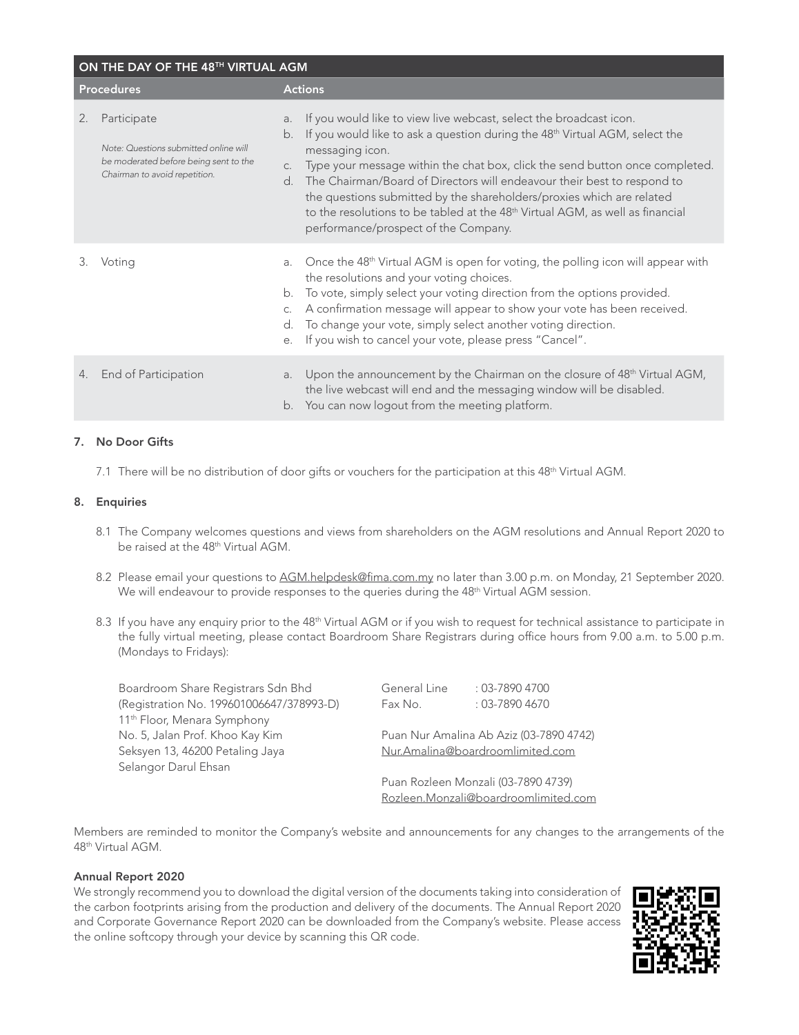| ON THE DAY OF THE 48TH VIRTUAL AGM | |
|---|---|
| **Procedures** | **Actions** |
| 2. Participate<br><br>*Note: Questions submitted online will be moderated before being sent to the Chairman to avoid repetition.* | a. If you would like to view live webcast, select the broadcast icon.<br>b. If you would like to ask a question during the 48th Virtual AGM, select the messaging icon.<br>c. Type your message within the chat box, click the send button once completed.<br>d. The Chairman/Board of Directors will endeavour their best to respond to the questions submitted by the shareholders/proxies which are related to the resolutions to be tabled at the 48th Virtual AGM, as well as financial performance/prospect of the Company. |
| 3. Voting | a. Once the 48th Virtual AGM is open for voting, the polling icon will appear with the resolutions and your voting choices.<br>b. To vote, simply select your voting direction from the options provided.<br>c. A confirmation message will appear to show your vote has been received.<br>d. To change your vote, simply select another voting direction.<br>e. If you wish to cancel your vote, please press "Cancel". |
| 4. End of Participation | a. Upon the announcement by the Chairman on the closure of 48th Virtual AGM, the live webcast will end and the messaging window will be disabled.<br>b. You can now logout from the meeting platform. |

**7. No Door Gifts**

7.1 There will be no distribution of door gifts or vouchers for the participation at this 48th Virtual AGM.

**8. Enquiries**

8.1 The Company welcomes questions and views from shareholders on the AGM resolutions and Annual Report 2020 to be raised at the 48th Virtual AGM.

8.2 Please email your questions to AGM.helpdesk@fima.com.my no later than 3.00 p.m. on Monday, 21 September 2020. We will endeavour to provide responses to the queries during the 48th Virtual AGM session.

8.3 If you have any enquiry prior to the 48th Virtual AGM or if you wish to request for technical assistance to participate in the fully virtual meeting, please contact Boardroom Share Registrars during office hours from 9.00 a.m. to 5.00 p.m. (Mondays to Fridays):

Boardroom Share Registrars Sdn Bhd
(Registration No. 199601006647/378993-D)
11th Floor, Menara Symphony
No. 5, Jalan Prof. Khoo Kay Kim
Seksyen 13, 46200 Petaling Jaya
Selangor Darul Ehsan

General Line : 03-7890 4700
Fax No. : 03-7890 4670

Puan Nur Amalina Ab Aziz (03-7890 4742)
Nur.Amalina@boardroomlimited.com

Puan Rozleen Monzali (03-7890 4739)
Rozleen.Monzali@boardroomlimited.com

Members are reminded to monitor the Company's website and announcements for any changes to the arrangements of the 48th Virtual AGM.

**Annual Report 2020**

We strongly recommend you to download the digital version of the documents taking into consideration of the carbon footprints arising from the production and delivery of the documents. The Annual Report 2020 and Corporate Governance Report 2020 can be downloaded from the Company's website. Please access the online softcopy through your device by scanning this QR code.